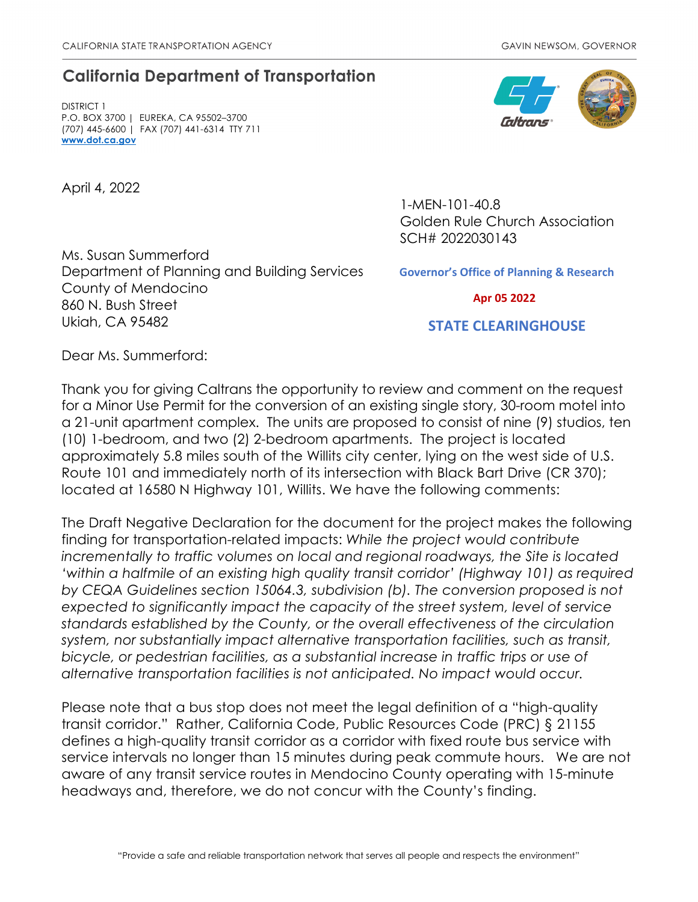CALIFORNIA STATE TRANSPORTATION AGENCY GAVIN NEWSOM, GOVERNOR

## California Department of Transportation

DISTRICT 1
P.O. BOX 3700 | EUREKA, CA 95502–3700
(707) 445-6600 | FAX (707) 441-6314 TTY 711
www.dot.ca.gov

April 4, 2022

1-MEN-101-40.8
Golden Rule Church Association
SCH# 2022030143

Governor's Office of Planning & Research

Apr 05 2022

STATE CLEARINGHOUSE

Ms. Susan Summerford
Department of Planning and Building Services
County of Mendocino
860 N. Bush Street
Ukiah, CA 95482

Dear Ms. Summerford:

Thank you for giving Caltrans the opportunity to review and comment on the request for a Minor Use Permit for the conversion of an existing single story, 30-room motel into a 21-unit apartment complex. The units are proposed to consist of nine (9) studios, ten (10) 1-bedroom, and two (2) 2-bedroom apartments. The project is located approximately 5.8 miles south of the Willits city center, lying on the west side of U.S. Route 101 and immediately north of its intersection with Black Bart Drive (CR 370); located at 16580 N Highway 101, Willits. We have the following comments:

The Draft Negative Declaration for the document for the project makes the following finding for transportation-related impacts: *While the project would contribute incrementally to traffic volumes on local and regional roadways, the Site is located 'within a halfmile of an existing high quality transit corridor' (Highway 101) as required by CEQA Guidelines section 15064.3, subdivision (b). The conversion proposed is not expected to significantly impact the capacity of the street system, level of service standards established by the County, or the overall effectiveness of the circulation system, nor substantially impact alternative transportation facilities, such as transit, bicycle, or pedestrian facilities, as a substantial increase in traffic trips or use of alternative transportation facilities is not anticipated. No impact would occur.*

Please note that a bus stop does not meet the legal definition of a "high-quality transit corridor." Rather, California Code, Public Resources Code (PRC) § 21155 defines a high-quality transit corridor as a corridor with fixed route bus service with service intervals no longer than 15 minutes during peak commute hours. We are not aware of any transit service routes in Mendocino County operating with 15-minute headways and, therefore, we do not concur with the County's finding.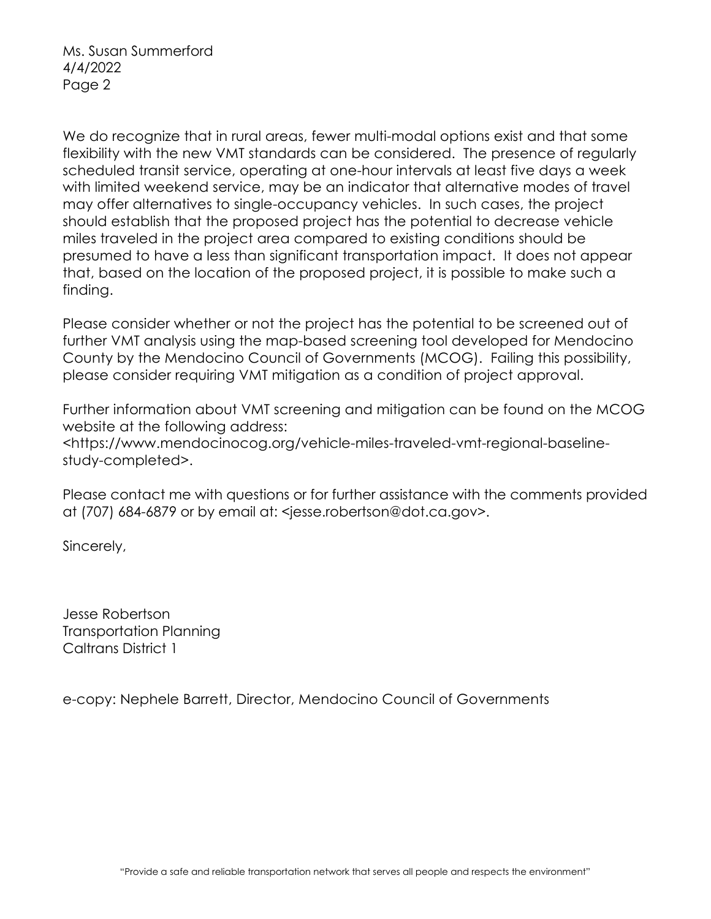We do recognize that in rural areas, fewer multi-modal options exist and that some flexibility with the new VMT standards can be considered. The presence of regularly scheduled transit service, operating at one-hour intervals at least five days a week with limited weekend service, may be an indicator that alternative modes of travel may offer alternatives to single-occupancy vehicles. In such cases, the project should establish that the proposed project has the potential to decrease vehicle miles traveled in the project area compared to existing conditions should be presumed to have a less than significant transportation impact. It does not appear that, based on the location of the proposed project, it is possible to make such a finding.

Please consider whether or not the project has the potential to be screened out of further VMT analysis using the map-based screening tool developed for Mendocino County by the Mendocino Council of Governments (MCOG). Failing this possibility, please consider requiring VMT mitigation as a condition of project approval.

Further information about VMT screening and mitigation can be found on the MCOG website at the following address: <https://www.mendocinocog.org/vehicle-miles-traveled-vmt-regional-baseline-study-completed>.

Please contact me with questions or for further assistance with the comments provided at (707) 684-6879 or by email at: <jesse.robertson@dot.ca.gov>.

Sincerely,

Jesse Robertson
Transportation Planning
Caltrans District 1

e-copy: Nephele Barrett, Director, Mendocino Council of Governments